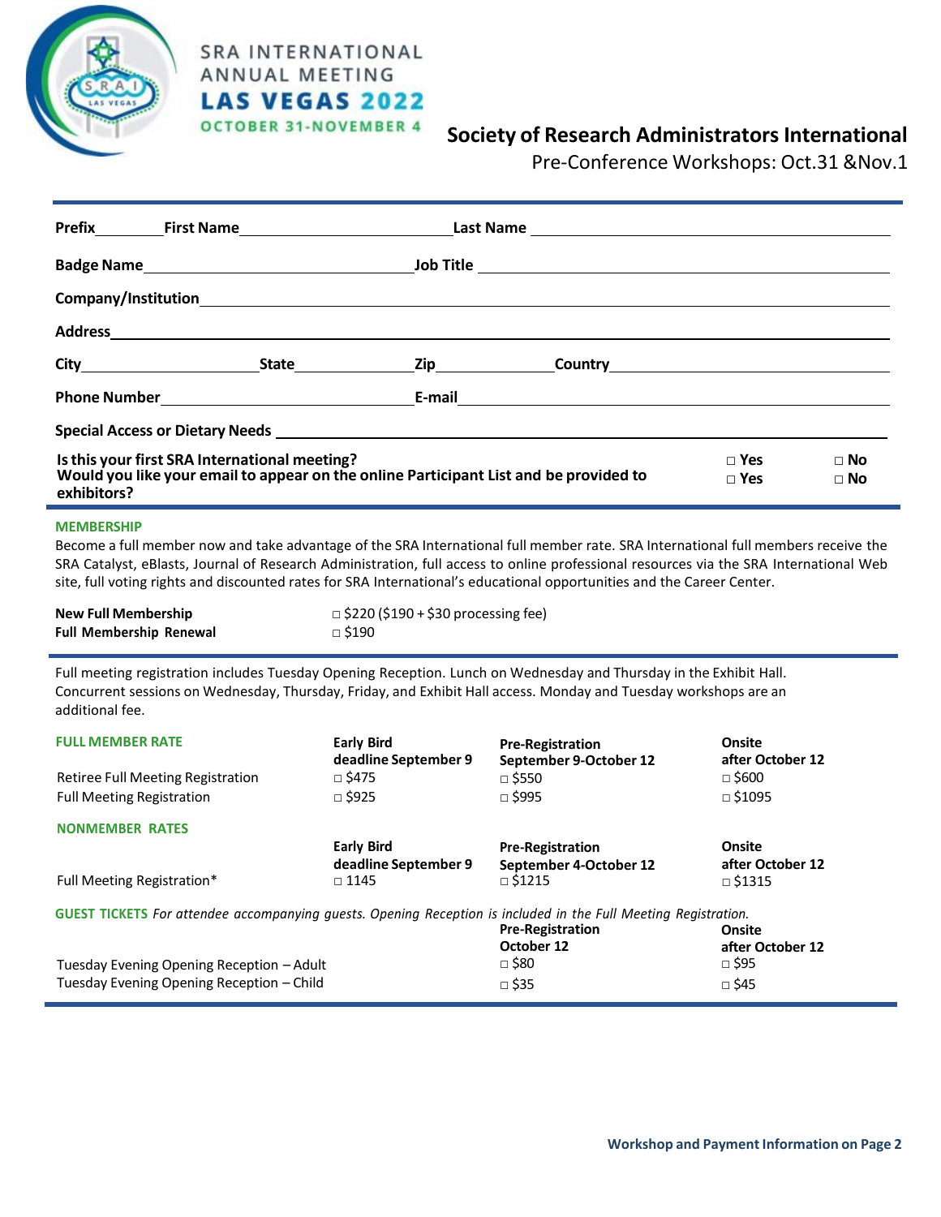SRA INTERNATIONAL ANNUAL MEETING
**LAS VEGAS 2022**
OCTOBER 31-NOVEMBER 4

## Society of Research Administrators International

Pre-Conference Workshops: Oct.31 &Nov.1

**Prefix**________ **First Name**__________________________ **Last Name** ____________________________________________

**Badge Name**__________________________ **Job Title** ____________________________________________

**Company/Institution**____________________________________________________________________________

**Address**_______________________________________________________________________________________

**City**____________________ **State**______________ **Zip**______________ **Country**_______________________________

**Phone Number**__________________________ **E-mail**____________________________________________

**Special Access or Dietary Needs** ______________________________________________________________

| | | |
|---|---|---|
| **Is this your first SRA International meeting?** | □ **Yes** | □ **No** |
| **Would you like your email to appear on the online Participant List and be provided to exhibitors?** | □ **Yes** | □ **No** |

### MEMBERSHIP

Become a full member now and take advantage of the SRA International full member rate. SRA International full members receive the SRA Catalyst, eBlasts, Journal of Research Administration, full access to online professional resources via the SRA International Web site, full voting rights and discounted rates for SRA International's educational opportunities and the Career Center.

| | |
|---|---|
| **New Full Membership** | □ $220 ($190 + $30 processing fee) |
| **Full Membership Renewal** | □ $190 |

Full meeting registration includes Tuesday Opening Reception. Lunch on Wednesday and Thursday in the Exhibit Hall. Concurrent sessions on Wednesday, Thursday, Friday, and Exhibit Hall access. Monday and Tuesday workshops are an additional fee.

| **FULL MEMBER RATE** | **Early Bird deadline September 9** | **Pre-Registration September 9-October 12** | **Onsite after October 12** |
|---|---|---|---|
| Retiree Full Meeting Registration | □ $475 | □ $550 | □ $600 |
| Full Meeting Registration | □ $925 | □ $995 | □ $1095 |

| **NONMEMBER RATES** | **Early Bird deadline September 9** | **Pre-Registration September 4-October 12** | **Onsite after October 12** |
|---|---|---|---|
| Full Meeting Registration* | □ 1145 | □ $1215 | □ $1315 |

**GUEST TICKETS** *For attendee accompanying guests. Opening Reception is included in the Full Meeting Registration.*

| | **Pre-Registration October 12** | **Onsite after October 12** |
|---|---|---|
| Tuesday Evening Opening Reception – Adult | □ $80 | □ $95 |
| Tuesday Evening Opening Reception – Child | □ $35 | □ $45 |

**Workshop and Payment Information on Page 2**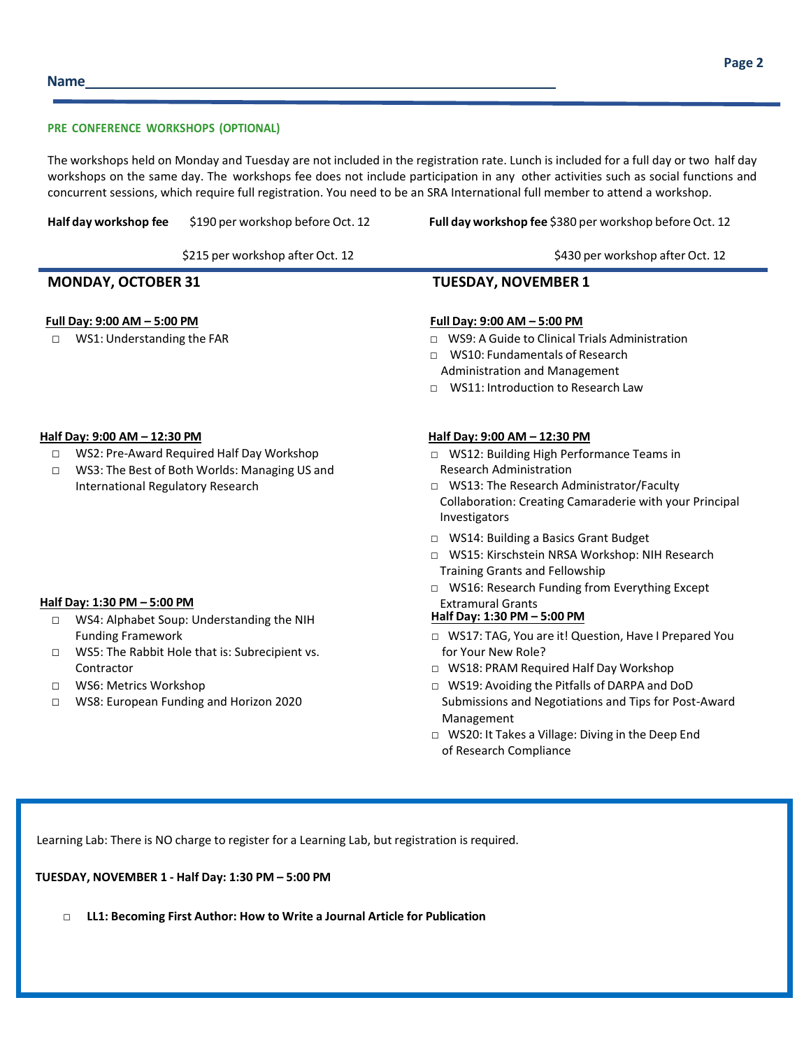Name________________________________________________

**PRE CONFERENCE WORKSHOPS (OPTIONAL)**

The workshops held on Monday and Tuesday are not included in the registration rate. Lunch is included for a full day or two half day workshops on the same day. The workshops fee does not include participation in any other activities such as social functions and concurrent sessions, which require full registration. You need to be an SRA International full member to attend a workshop.

**Half day workshop fee** $190 per workshop before Oct. 12
$215 per workshop after Oct. 12

**Full day workshop fee** $380 per workshop before Oct. 12
$430 per workshop after Oct. 12

## MONDAY, OCTOBER 31

**Full Day: 9:00 AM – 5:00 PM**

- □ WS1: Understanding the FAR

**Half Day: 9:00 AM – 12:30 PM**

- □ WS2: Pre-Award Required Half Day Workshop
- □ WS3: The Best of Both Worlds: Managing US and International Regulatory Research

**Half Day: 1:30 PM – 5:00 PM**

- □ WS4: Alphabet Soup: Understanding the NIH Funding Framework
- □ WS5: The Rabbit Hole that is: Subrecipient vs. Contractor
- □ WS6: Metrics Workshop
- □ WS8: European Funding and Horizon 2020

## TUESDAY, NOVEMBER 1

**Full Day: 9:00 AM – 5:00 PM**

- □ WS9: A Guide to Clinical Trials Administration
- □ WS10: Fundamentals of Research Administration and Management
- □ WS11: Introduction to Research Law

**Half Day: 9:00 AM – 12:30 PM**

- □ WS12: Building High Performance Teams in Research Administration
- □ WS13: The Research Administrator/Faculty Collaboration: Creating Camaraderie with your Principal Investigators
- □ WS14: Building a Basics Grant Budget
- □ WS15: Kirschstein NRSA Workshop: NIH Research Training Grants and Fellowship
- □ WS16: Research Funding from Everything Except Extramural Grants

**Half Day: 1:30 PM – 5:00 PM**

- □ WS17: TAG, You are it! Question, Have I Prepared You for Your New Role?
- □ WS18: PRAM Required Half Day Workshop
- □ WS19: Avoiding the Pitfalls of DARPA and DoD Submissions and Negotiations and Tips for Post-Award Management
- □ WS20: It Takes a Village: Diving in the Deep End of Research Compliance

Learning Lab: There is NO charge to register for a Learning Lab, but registration is required.

**TUESDAY, NOVEMBER 1 - Half Day: 1:30 PM – 5:00 PM**

- □ **LL1: Becoming First Author: How to Write a Journal Article for Publication**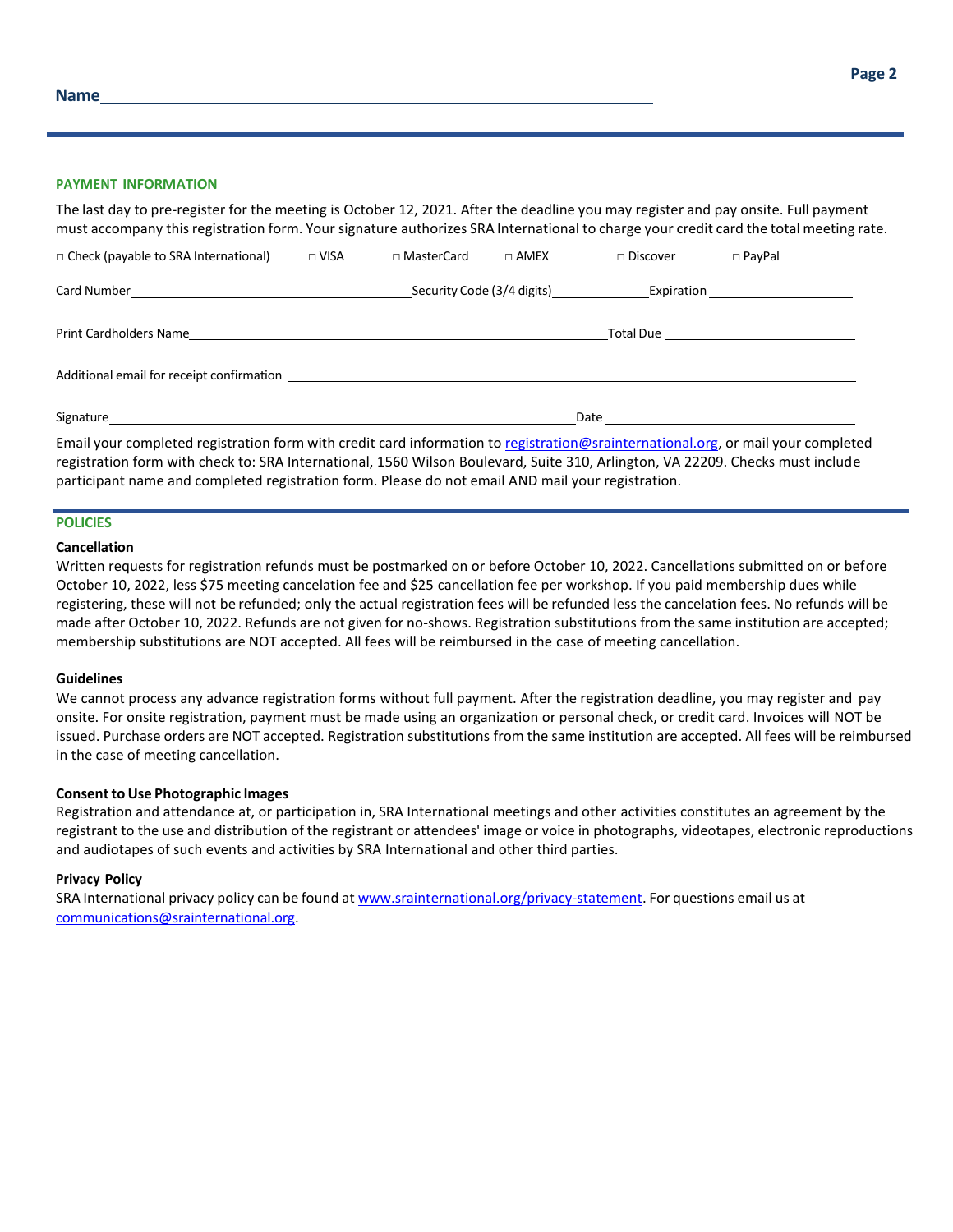**Name** ________________________________________________

## PAYMENT INFORMATION

The last day to pre-register for the meeting is October 12, 2021. After the deadline you may register and pay onsite. Full payment must accompany this registration form. Your signature authorizes SRA International to charge your credit card the total meeting rate.

□ Check (payable to SRA International) □ VISA □ MasterCard □ AMEX □ Discover □ PayPal

Card Number ______________________ Security Code (3/4 digits) __________ Expiration ______________

Print Cardholders Name ______________________________ Total Due ______________

Additional email for receipt confirmation ______________________________

Signature ______________________________ Date ______________

Email your completed registration form with credit card information to registration@srainternational.org, or mail your completed registration form with check to: SRA International, 1560 Wilson Boulevard, Suite 310, Arlington, VA 22209. Checks must include participant name and completed registration form. Please do not email AND mail your registration.

## POLICIES

### Cancellation

Written requests for registration refunds must be postmarked on or before October 10, 2022. Cancellations submitted on or before October 10, 2022, less $75 meeting cancelation fee and $25 cancellation fee per workshop. If you paid membership dues while registering, these will not be refunded; only the actual registration fees will be refunded less the cancellation fees. No refunds will be made after October 10, 2022. Refunds are not given for no-shows. Registration substitutions from the same institution are accepted; membership substitutions are NOT accepted. All fees will be reimbursed in the case of meeting cancellation.

### Guidelines

We cannot process any advance registration forms without full payment. After the registration deadline, you may register and pay onsite. For onsite registration, payment must be made using an organization or personal check, or credit card. Invoices will NOT be issued. Purchase orders are NOT accepted. Registration substitutions from the same institution are accepted. All fees will be reimbursed in the case of meeting cancellation.

### Consent to Use Photographic Images

Registration and attendance at, or participation in, SRA International meetings and other activities constitutes an agreement by the registrant to the use and distribution of the registrant or attendees' image or voice in photographs, videotapes, electronic reproductions and audiotapes of such events and activities by SRA International and other third parties.

### Privacy Policy

SRA International privacy policy can be found at www.srainternational.org/privacy-statement. For questions email us at communications@srainternational.org.